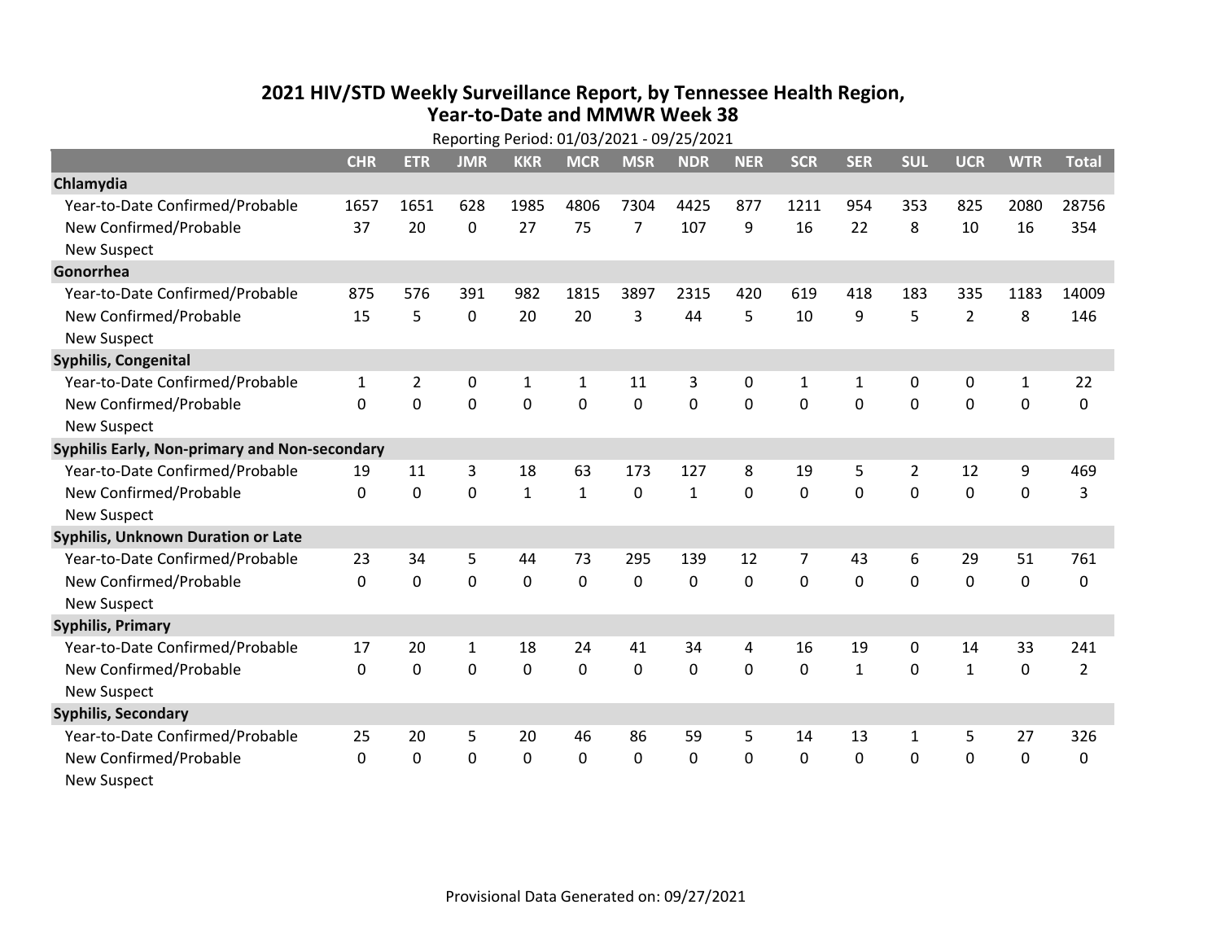# 2021 HIV/STD Weekly Surveillance Report, by Tennessee Health Region, Year-to-Date and MMWR Week 38

Reporting Period: 01/03/2021 - 09/25/2021

| | CHR | ETR | JMR | KKR | MCR | MSR | NDR | NER | SCR | SER | SUL | UCR | WTR | Total |
|---|---|---|---|---|---|---|---|---|---|---|---|---|---|---|
| **Chlamydia** | | | | | | | | | | | | | | |
| Year-to-Date Confirmed/Probable | 1657 | 1651 | 628 | 1985 | 4806 | 7304 | 4425 | 877 | 1211 | 954 | 353 | 825 | 2080 | 28756 |
| New Confirmed/Probable | 37 | 20 | 0 | 27 | 75 | 7 | 107 | 9 | 16 | 22 | 8 | 10 | 16 | 354 |
| New Suspect | | | | | | | | | | | | | | |
| **Gonorrhea** | | | | | | | | | | | | | | |
| Year-to-Date Confirmed/Probable | 875 | 576 | 391 | 982 | 1815 | 3897 | 2315 | 420 | 619 | 418 | 183 | 335 | 1183 | 14009 |
| New Confirmed/Probable | 15 | 5 | 0 | 20 | 20 | 3 | 44 | 5 | 10 | 9 | 5 | 2 | 8 | 146 |
| New Suspect | | | | | | | | | | | | | | |
| **Syphilis, Congenital** | | | | | | | | | | | | | | |
| Year-to-Date Confirmed/Probable | 1 | 2 | 0 | 1 | 1 | 11 | 3 | 0 | 1 | 1 | 0 | 0 | 1 | 22 |
| New Confirmed/Probable | 0 | 0 | 0 | 0 | 0 | 0 | 0 | 0 | 0 | 0 | 0 | 0 | 0 | 0 |
| New Suspect | | | | | | | | | | | | | | |
| **Syphilis Early, Non-primary and Non-secondary** | | | | | | | | | | | | | | |
| Year-to-Date Confirmed/Probable | 19 | 11 | 3 | 18 | 63 | 173 | 127 | 8 | 19 | 5 | 2 | 12 | 9 | 469 |
| New Confirmed/Probable | 0 | 0 | 0 | 1 | 1 | 0 | 1 | 0 | 0 | 0 | 0 | 0 | 0 | 3 |
| New Suspect | | | | | | | | | | | | | | |
| **Syphilis, Unknown Duration or Late** | | | | | | | | | | | | | | |
| Year-to-Date Confirmed/Probable | 23 | 34 | 5 | 44 | 73 | 295 | 139 | 12 | 7 | 43 | 6 | 29 | 51 | 761 |
| New Confirmed/Probable | 0 | 0 | 0 | 0 | 0 | 0 | 0 | 0 | 0 | 0 | 0 | 0 | 0 | 0 |
| New Suspect | | | | | | | | | | | | | | |
| **Syphilis, Primary** | | | | | | | | | | | | | | |
| Year-to-Date Confirmed/Probable | 17 | 20 | 1 | 18 | 24 | 41 | 34 | 4 | 16 | 19 | 0 | 14 | 33 | 241 |
| New Confirmed/Probable | 0 | 0 | 0 | 0 | 0 | 0 | 0 | 0 | 0 | 1 | 0 | 1 | 0 | 2 |
| New Suspect | | | | | | | | | | | | | | |
| **Syphilis, Secondary** | | | | | | | | | | | | | | |
| Year-to-Date Confirmed/Probable | 25 | 20 | 5 | 20 | 46 | 86 | 59 | 5 | 14 | 13 | 1 | 5 | 27 | 326 |
| New Confirmed/Probable | 0 | 0 | 0 | 0 | 0 | 0 | 0 | 0 | 0 | 0 | 0 | 0 | 0 | 0 |
| New Suspect | | | | | | | | | | | | | | |

Provisional Data Generated on: 09/27/2021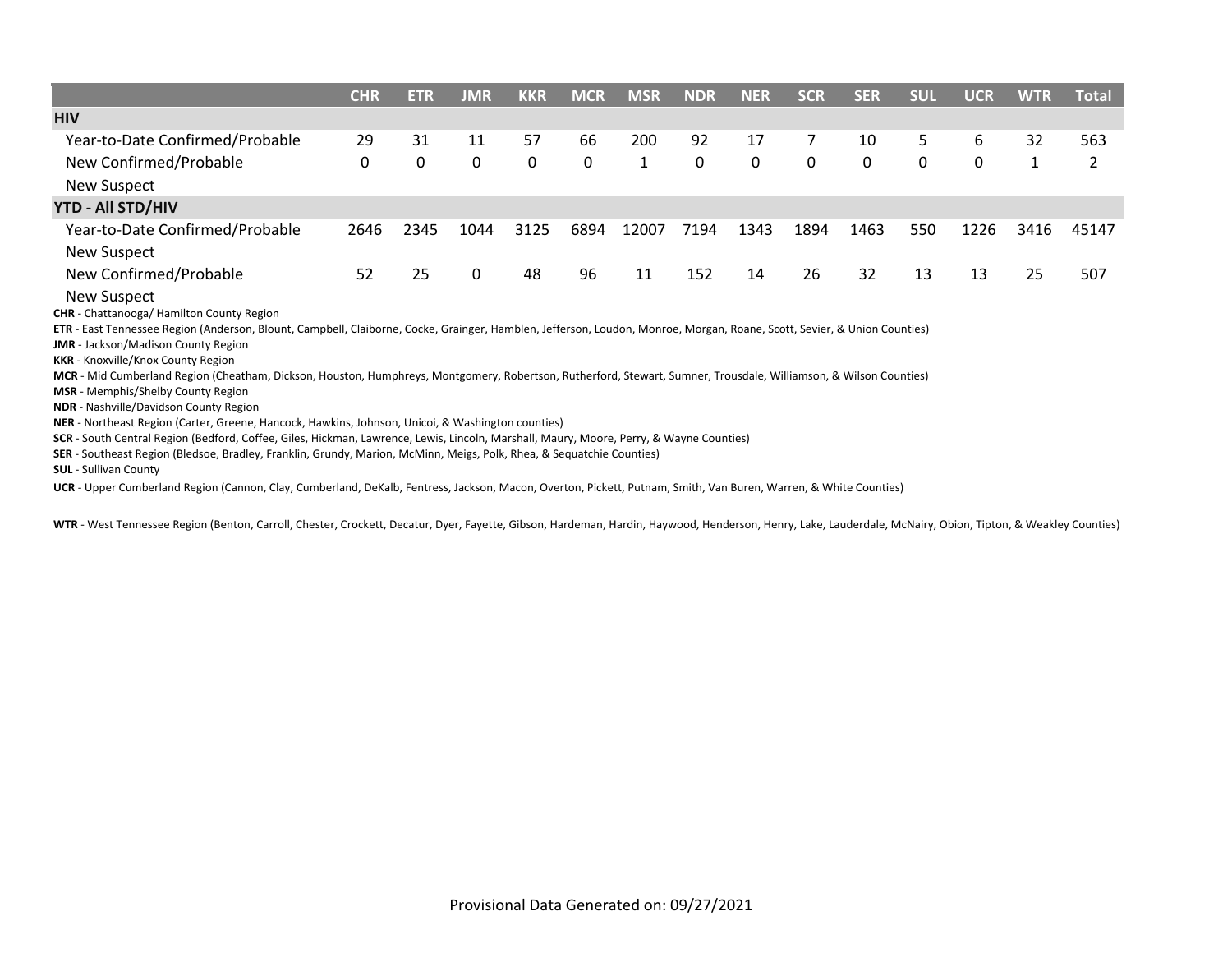| | CHR | ETR | JMR | KKR | MCR | MSR | NDR | NER | SCR | SER | SUL | UCR | WTR | Total |
|---|---|---|---|---|---|---|---|---|---|---|---|---|---|---|
| **HIV** | | | | | | | | | | | | | | |
| Year-to-Date Confirmed/Probable | 29 | 31 | 11 | 57 | 66 | 200 | 92 | 17 | 7 | 10 | 5 | 6 | 32 | 563 |
| New Confirmed/Probable | 0 | 0 | 0 | 0 | 0 | 1 | 0 | 0 | 0 | 0 | 0 | 0 | 1 | 2 |
| New Suspect | | | | | | | | | | | | | | |
| **YTD - All STD/HIV** | | | | | | | | | | | | | | |
| Year-to-Date Confirmed/Probable | 2646 | 2345 | 1044 | 3125 | 6894 | 12007 | 7194 | 1343 | 1894 | 1463 | 550 | 1226 | 3416 | 45147 |
| New Suspect | | | | | | | | | | | | | | |
| New Confirmed/Probable | 52 | 25 | 0 | 48 | 96 | 11 | 152 | 14 | 26 | 32 | 13 | 13 | 25 | 507 |
| New Suspect | | | | | | | | | | | | | | |

**CHR** - Chattanooga/ Hamilton County Region

**ETR** - East Tennessee Region (Anderson, Blount, Campbell, Claiborne, Cocke, Grainger, Hamblen, Jefferson, Loudon, Monroe, Morgan, Roane, Scott, Sevier, & Union Counties)

**JMR** - Jackson/Madison County Region

**KKR** - Knoxville/Knox County Region

**MCR** - Mid Cumberland Region (Cheatham, Dickson, Houston, Humphreys, Montgomery, Robertson, Rutherford, Stewart, Sumner, Trousdale, Williamson, & Wilson Counties)

**MSR** - Memphis/Shelby County Region

**NDR** - Nashville/Davidson County Region

**NER** - Northeast Region (Carter, Greene, Hancock, Hawkins, Johnson, Unicoi, & Washington counties)

**SCR** - South Central Region (Bedford, Coffee, Giles, Hickman, Lawrence, Lewis, Lincoln, Marshall, Maury, Moore, Perry, & Wayne Counties)

**SER** - Southeast Region (Bledsoe, Bradley, Franklin, Grundy, Marion, McMinn, Meigs, Polk, Rhea, & Sequatchie Counties)

**SUL** - Sullivan County

**UCR** - Upper Cumberland Region (Cannon, Clay, Cumberland, DeKalb, Fentress, Jackson, Macon, Overton, Pickett, Putnam, Smith, Van Buren, Warren, & White Counties)

**WTR** - West Tennessee Region (Benton, Carroll, Chester, Crockett, Decatur, Dyer, Fayette, Gibson, Hardeman, Hardin, Haywood, Henderson, Henry, Lake, Lauderdale, McNairy, Obion, Tipton, & Weakley Counties)

Provisional Data Generated on: 09/27/2021